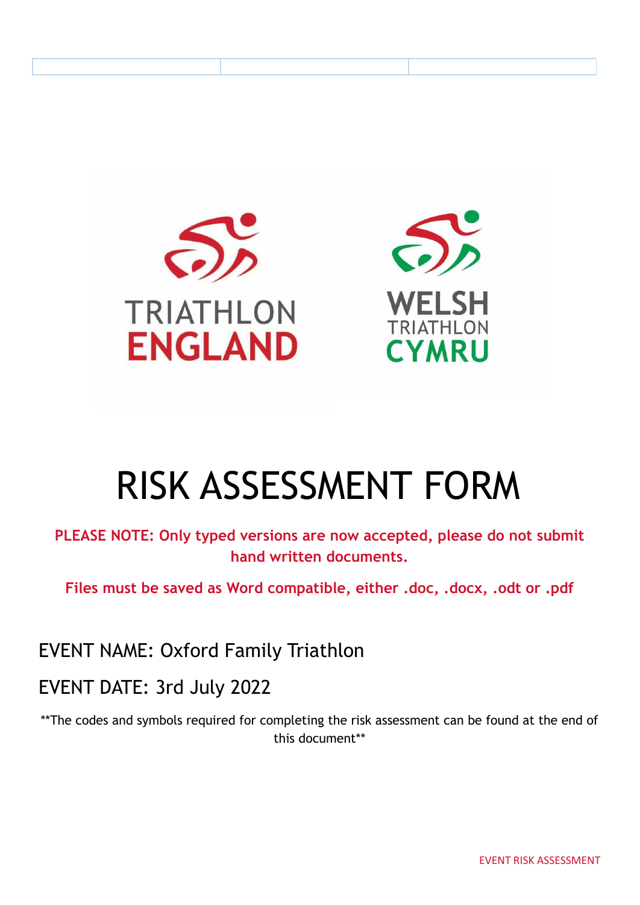# RISK ASSESSMENT FORM

**PLEASE NOTE: Only typed versions are now accepted, please do not submit hand written documents.**

**Files must be saved as Word compatible, either .doc, .docx, .odt or .pdf**

EVENT NAME: Oxford Family Triathlon

EVENT DATE: 3rd July 2022

**The codes and symbols required for completing the risk assessment can be found at the end of this document**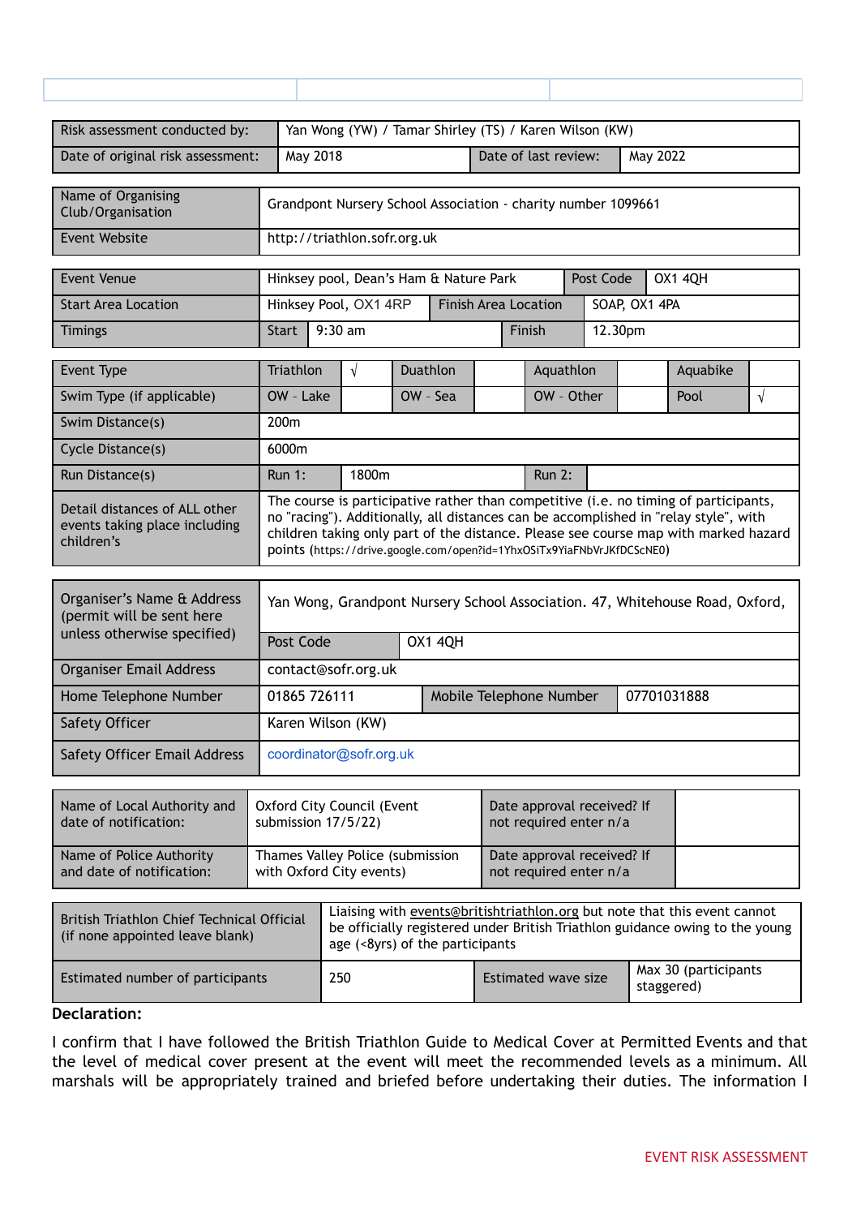| Risk assessment conducted by: | Yan Wong (YW) / Tamar Shirley (TS) / Karen Wilson (KW) | | |
|---|---|---|---|
| Date of original risk assessment: | May 2018 | Date of last review: | May 2022 |

| Name of Organising Club/Organisation | Grandpont Nursery School Association - charity number 1099661 |
|---|---|
| Event Website | http://triathlon.sofr.org.uk |

| Event Venue | Hinksey pool, Dean's Ham & Nature Park | | | Post Code | OX1 4QH |
|---|---|---|---|---|---|
| Start Area Location | Hinksey Pool, OX1 4RP | | Finish Area Location | SOAP, OX1 4PA | |
| Timings | Start | 9:30 am | Finish | 12.30pm | |

| Event Type | Triathlon | √ | Duathlon | | Aquathlon | | Aquabike | |
|---|---|---|---|---|---|---|---|---|
| Swim Type (if applicable) | OW - Lake | | OW - Sea | | OW - Other | | Pool | √ |
| Swim Distance(s) | 200m | | | | | | | |
| Cycle Distance(s) | 6000m | | | | | | | |
| Run Distance(s) | Run 1: | 1800m | | | Run 2: | | | |
| Detail distances of ALL other events taking place including children's | The course is participative rather than competitive (i.e. no timing of participants, no "racing"). Additionally, all distances can be accomplished in "relay style", with children taking only part of the distance. Please see course map with marked hazard points (https://drive.google.com/open?id=1YhxOSiTx9YiaFNbVrJKfDCScNE0) | | | | | | | |

| Organiser's Name & Address (permit will be sent here unless otherwise specified) | Yan Wong, Grandpont Nursery School Association. 47, Whitehouse Road, Oxford, | | |
|---|---|---|---|
| | Post Code | OX1 4QH | |
| Organiser Email Address | contact@sofr.org.uk | | |
| Home Telephone Number | 01865 726111 | Mobile Telephone Number | 07701031888 |
| Safety Officer | Karen Wilson (KW) | | |
| Safety Officer Email Address | coordinator@sofr.org.uk | | |

| Name of Local Authority and date of notification: | Oxford City Council (Event submission 17/5/22) | Date approval received? If not required enter n/a | |
|---|---|---|---|
| Name of Police Authority and date of notification: | Thames Valley Police (submission with Oxford City events) | Date approval received? If not required enter n/a | |

| British Triathlon Chief Technical Official (if none appointed leave blank) | Liaising with events@britishtriathlon.org but note that this event cannot be officially registered under British Triathlon guidance owing to the young age (<8yrs) of the participants | | |
|---|---|---|---|
| Estimated number of participants | 250 | Estimated wave size | Max 30 (participants staggered) |

**Declaration:**

I confirm that I have followed the British Triathlon Guide to Medical Cover at Permitted Events and that the level of medical cover present at the event will meet the recommended levels as a minimum. All marshals will be appropriately trained and briefed before undertaking their duties. The information I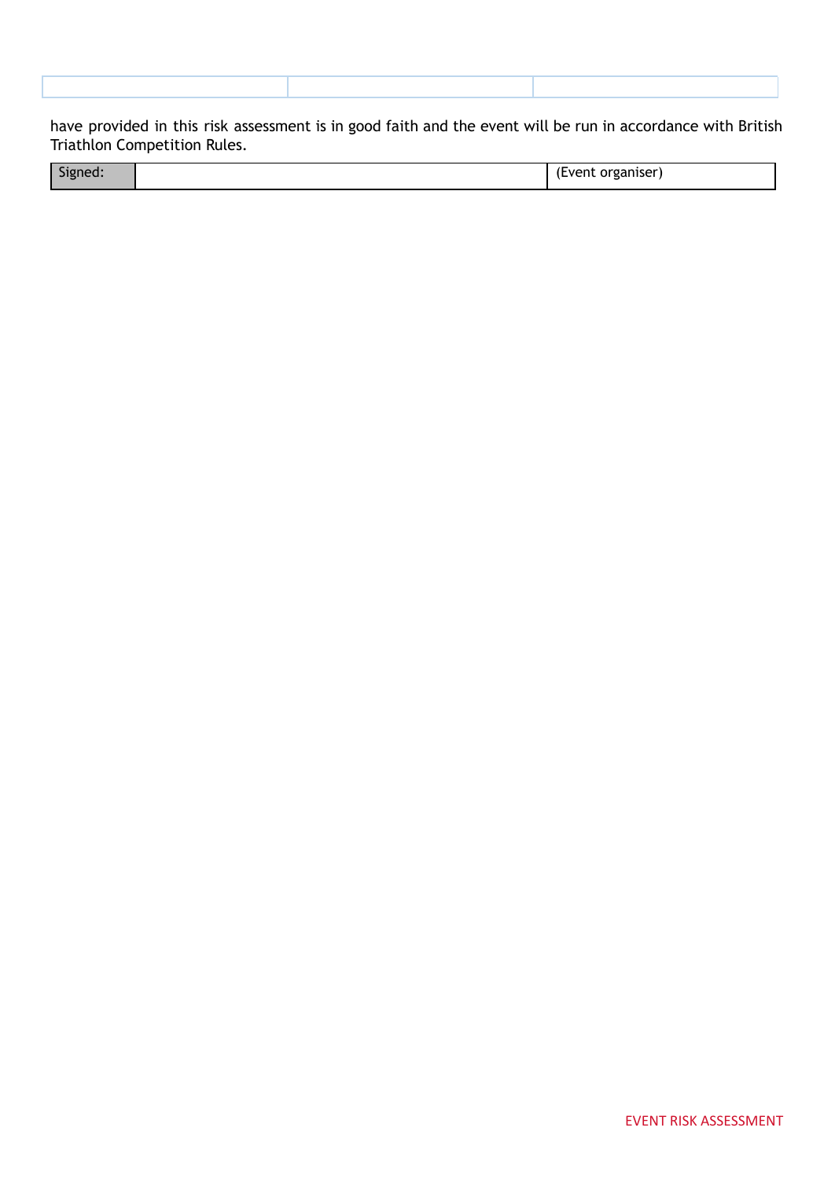| | | |
|---|---|---|
| | | |

have provided in this risk assessment is in good faith and the event will be run in accordance with British Triathlon Competition Rules.

| Signed: | | (Event organiser) |
|---|---|---|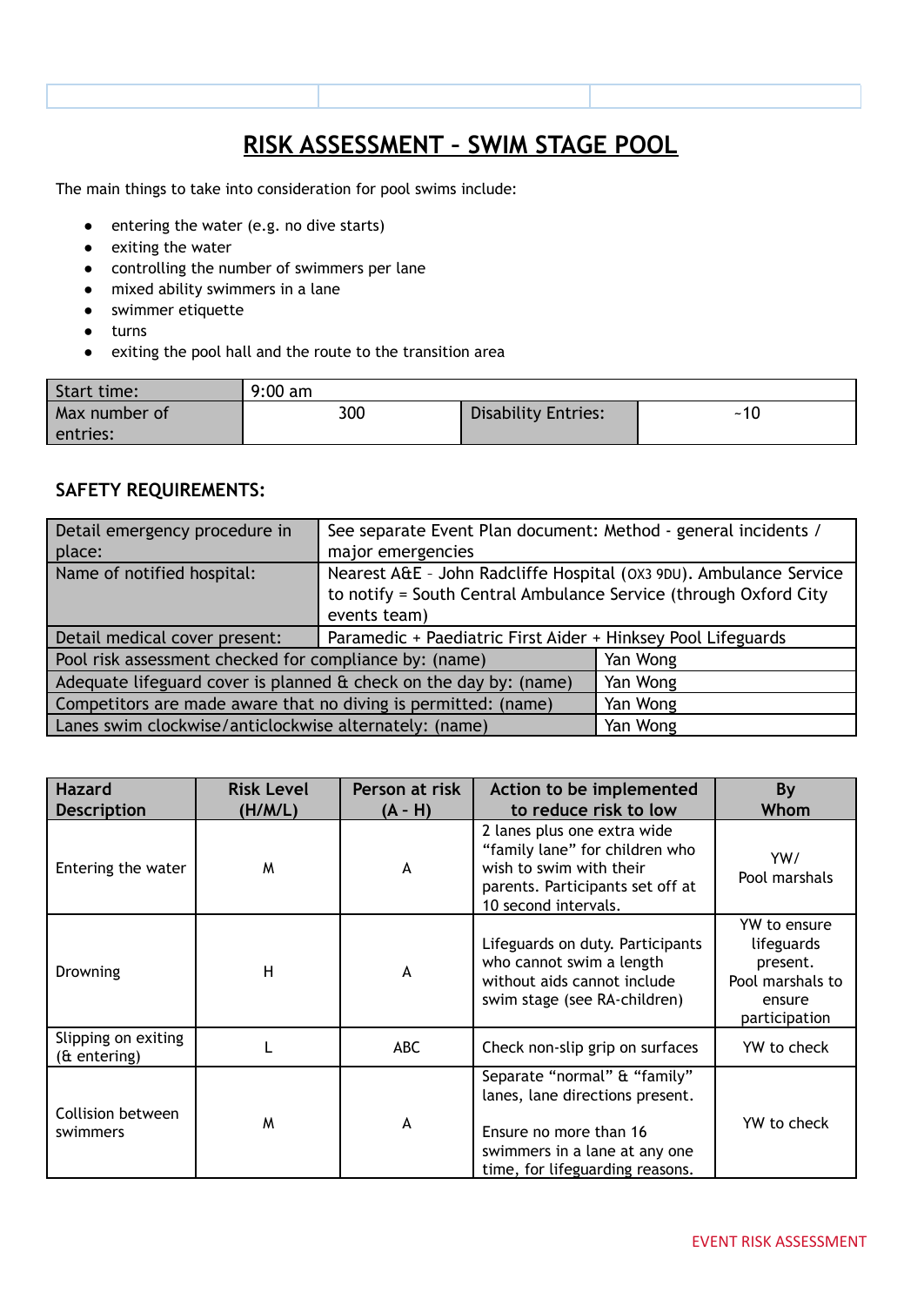# RISK ASSESSMENT – SWIM STAGE POOL

The main things to take into consideration for pool swims include:

- entering the water (e.g. no dive starts)
- exiting the water
- controlling the number of swimmers per lane
- mixed ability swimmers in a lane
- swimmer etiquette
- turns
- exiting the pool hall and the route to the transition area

| Start time: | 9:00 am | | |
|---|---|---|---|
| Max number of entries: | 300 | Disability Entries: | ~10 |

### SAFETY REQUIREMENTS:

| Detail emergency procedure in place: | See separate Event Plan document: Method - general incidents / major emergencies |
|---|---|
| Name of notified hospital: | Nearest A&E – John Radcliffe Hospital (OX3 9DU). Ambulance Service to notify = South Central Ambulance Service (through Oxford City events team) |
| Detail medical cover present: | Paramedic + Paediatric First Aider + Hinksey Pool Lifeguards |
| Pool risk assessment checked for compliance by: (name) | Yan Wong |
| Adequate lifeguard cover is planned & check on the day by: (name) | Yan Wong |
| Competitors are made aware that no diving is permitted: (name) | Yan Wong |
| Lanes swim clockwise/anticlockwise alternately: (name) | Yan Wong |

| Hazard Description | Risk Level (H/M/L) | Person at risk (A - H) | Action to be implemented to reduce risk to low | By Whom |
|---|---|---|---|---|
| Entering the water | M | A | 2 lanes plus one extra wide "family lane" for children who wish to swim with their parents. Participants set off at 10 second intervals. | YW/ Pool marshals |
| Drowning | H | A | Lifeguards on duty. Participants who cannot swim a length without aids cannot include swim stage (see RA-children) | YW to ensure lifeguards present. Pool marshals to ensure participation |
| Slipping on exiting (& entering) | L | ABC | Check non-slip grip on surfaces | YW to check |
| Collision between swimmers | M | A | Separate "normal" & "family" lanes, lane directions present.<br><br>Ensure no more than 16 swimmers in a lane at any one time, for lifeguarding reasons. | YW to check |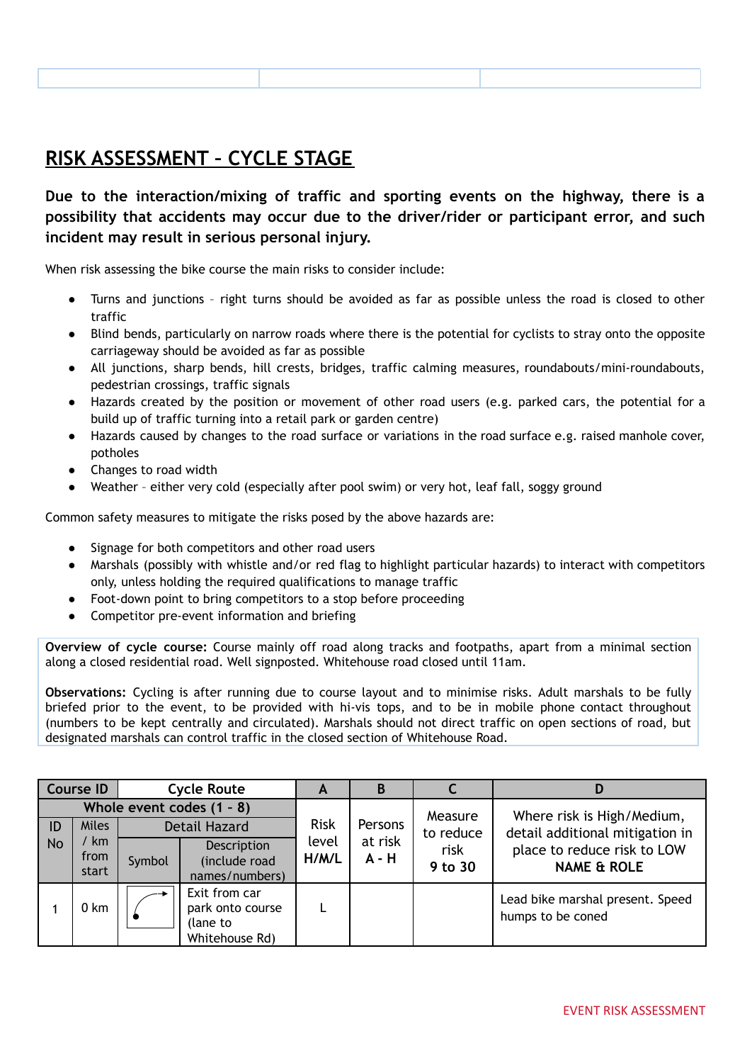## RISK ASSESSMENT – CYCLE STAGE

**Due to the interaction/mixing of traffic and sporting events on the highway, there is a possibility that accidents may occur due to the driver/rider or participant error, and such incident may result in serious personal injury.**

When risk assessing the bike course the main risks to consider include:

- Turns and junctions – right turns should be avoided as far as possible unless the road is closed to other traffic
- Blind bends, particularly on narrow roads where there is the potential for cyclists to stray onto the opposite carriageway should be avoided as far as possible
- All junctions, sharp bends, hill crests, bridges, traffic calming measures, roundabouts/mini-roundabouts, pedestrian crossings, traffic signals
- Hazards created by the position or movement of other road users (e.g. parked cars, the potential for a build up of traffic turning into a retail park or garden centre)
- Hazards caused by changes to the road surface or variations in the road surface e.g. raised manhole cover, potholes
- Changes to road width
- Weather – either very cold (especially after pool swim) or very hot, leaf fall, soggy ground

Common safety measures to mitigate the risks posed by the above hazards are:

- Signage for both competitors and other road users
- Marshals (possibly with whistle and/or red flag to highlight particular hazards) to interact with competitors only, unless holding the required qualifications to manage traffic
- Foot-down point to bring competitors to a stop before proceeding
- Competitor pre-event information and briefing

**Overview of cycle course:** Course mainly off road along tracks and footpaths, apart from a minimal section along a closed residential road. Well signposted. Whitehouse road closed until 11am.

**Observations:** Cycling is after running due to course layout and to minimise risks. Adult marshals to be fully briefed prior to the event, to be provided with hi-vis tops, and to be in mobile phone contact throughout (numbers to be kept centrally and circulated). Marshals should not direct traffic on open sections of road, but designated marshals can control traffic in the closed section of Whitehouse Road.

| Course ID | | Cycle Route | | A | B | C | D |
|---|---|---|---|---|---|---|---|
| Whole event codes (1 - 8) | | | | Risk level H/M/L | Persons at risk A - H | Measure to reduce risk 9 to 30 | Where risk is High/Medium, detail additional mitigation in place to reduce risk to LOW **NAME & ROLE** |
| ID No | Miles / km from start | Detail Hazard | | | | | |
| | | Symbol | Description (include road names/numbers) | | | | |
| 1 | 0 km | | Exit from car park onto course (lane to Whitehouse Rd) | L | | | Lead bike marshal present. Speed humps to be coned |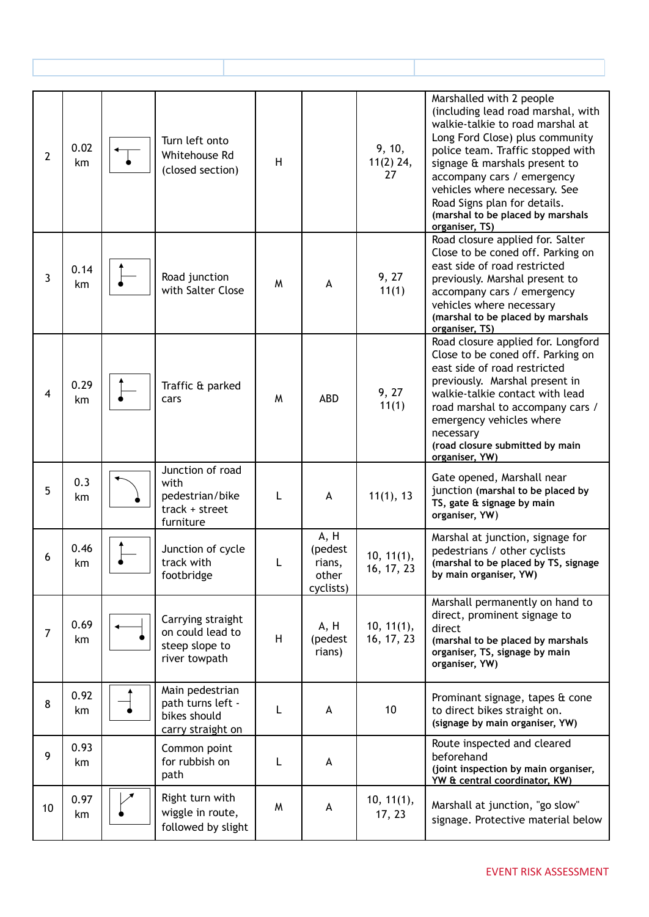| | | | | | | | |
|---|---|---|---|---|---|---|---|
| 2 | 0.02 km | | Turn left onto Whitehouse Rd (closed section) | H | | 9, 10, 11(2) 24, 27 | Marshalled with 2 people (including lead road marshal, with walkie-talkie to road marshal at Long Ford Close) plus community police team. Traffic stopped with signage & marshals present to accompany cars / emergency vehicles where necessary. See Road Signs plan for details. **(marshal to be placed by marshals organiser, TS)** |
| 3 | 0.14 km | | Road junction with Salter Close | M | A | 9, 27 11(1) | Road closure applied for. Salter Close to be coned off. Parking on east side of road restricted previously. Marshal present to accompany cars / emergency vehicles where necessary **(marshal to be placed by marshals organiser, TS)** |
| 4 | 0.29 km | | Traffic & parked cars | M | ABD | 9, 27 11(1) | Road closure applied for. Longford Close to be coned off. Parking on east side of road restricted previously. Marshal present in walkie-talkie contact with lead road marshal to accompany cars / emergency vehicles where necessary **(road closure submitted by main organiser, YW)** |
| 5 | 0.3 km | | Junction of road with pedestrian/bike track + street furniture | L | A | 11(1), 13 | Gate opened, Marshall near junction **(marshal to be placed by TS, gate & signage by main organiser, YW)** |
| 6 | 0.46 km | | Junction of cycle track with footbridge | L | A, H (pedestrians, other cyclists) | 10, 11(1), 16, 17, 23 | Marshal at junction, signage for pedestrians / other cyclists **(marshal to be placed by TS, signage by main organiser, YW)** |
| 7 | 0.69 km | | Carrying straight on could lead to steep slope to river towpath | H | A, H (pedestrians) | 10, 11(1), 16, 17, 23 | Marshall permanently on hand to direct, prominent signage to direct **(marshal to be placed by marshals organiser, TS, signage by main organiser, YW)** |
| 8 | 0.92 km | | Main pedestrian path turns left - bikes should carry straight on | L | A | 10 | Prominant signage, tapes & cone to direct bikes straight on. **(signage by main organiser, YW)** |
| 9 | 0.93 km | | Common point for rubbish on path | L | A | | Route inspected and cleared beforehand **(joint inspection by main organiser, YW & central coordinator, KW)** |
| 10 | 0.97 km | | Right turn with wiggle in route, followed by slight | M | A | 10, 11(1), 17, 23 | Marshall at junction, "go slow" signage. Protective material below |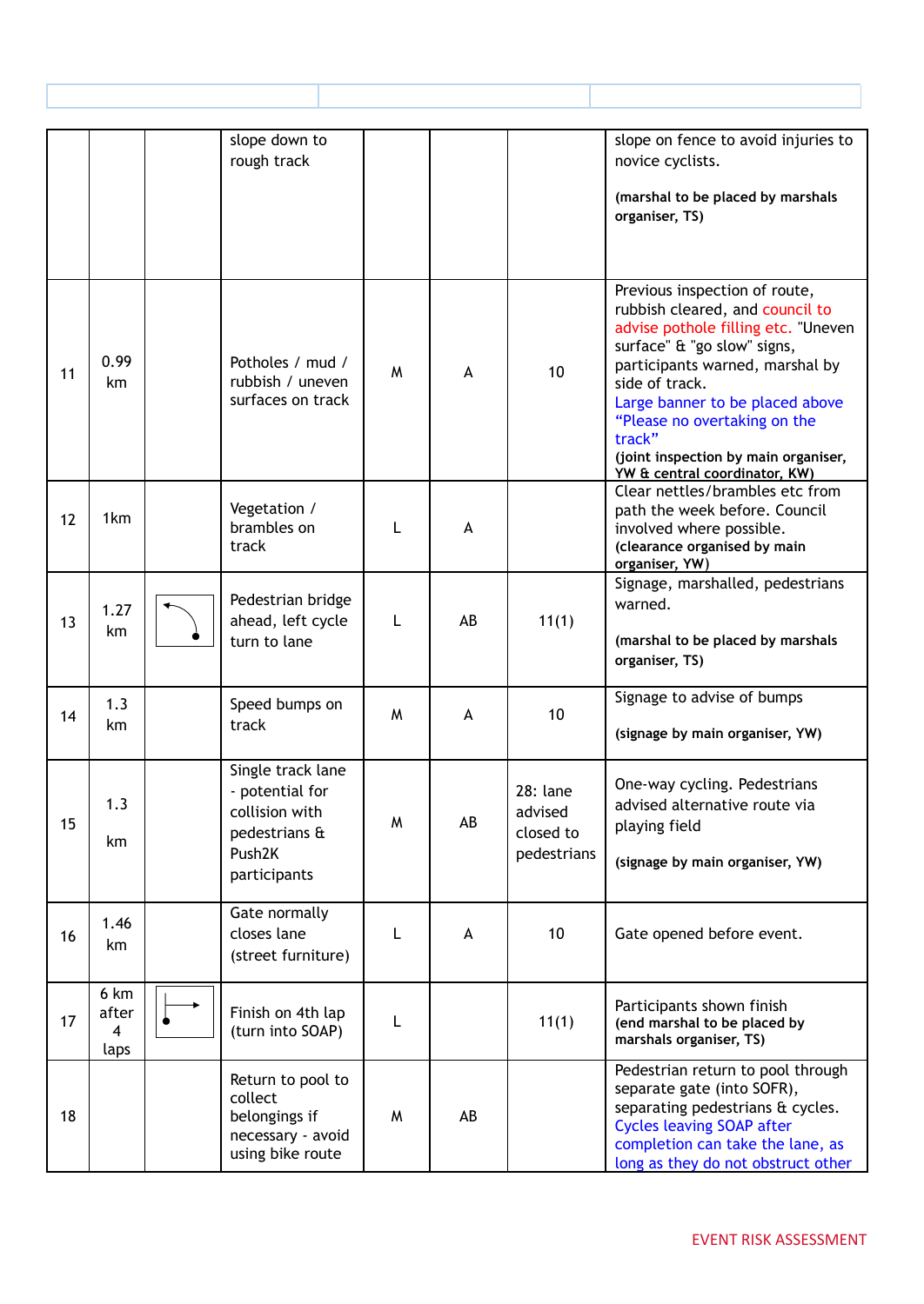| | | | | | | | |
|---|---|---|---|---|---|---|---|
| | | | slope down to rough track | | | | slope on fence to avoid injuries to novice cyclists. **(marshal to be placed by marshals organiser, TS)** |
| 11 | 0.99 km | | Potholes / mud / rubbish / uneven surfaces on track | M | A | 10 | Previous inspection of route, rubbish cleared, and council to advise pothole filling etc. "Uneven surface" & "go slow" signs, participants warned, marshal by side of track. Large banner to be placed above "Please no overtaking on the track" **(joint inspection by main organiser, YW & central coordinator, KW)** |
| 12 | 1km | | Vegetation / brambles on track | L | A | | Clear nettles/brambles etc from path the week before. Council involved where possible. **(clearance organised by main organiser, YW)** |
| 13 | 1.27 km | | Pedestrian bridge ahead, left cycle turn to lane | L | AB | 11(1) | Signage, marshalled, pedestrians warned. **(marshal to be placed by marshals organiser, TS)** |
| 14 | 1.3 km | | Speed bumps on track | M | A | 10 | Signage to advise of bumps **(signage by main organiser, YW)** |
| 15 | 1.3 km | | Single track lane - potential for collision with pedestrians & Push2K participants | M | AB | 28: lane advised closed to pedestrians | One-way cycling. Pedestrians advised alternative route via playing field **(signage by main organiser, YW)** |
| 16 | 1.46 km | | Gate normally closes lane (street furniture) | L | A | 10 | Gate opened before event. |
| 17 | 6 km after 4 laps | | Finish on 4th lap (turn into SOAP) | L | | 11(1) | Participants shown finish **(end marshal to be placed by marshals organiser, TS)** |
| 18 | | | Return to pool to collect belongings if necessary - avoid using bike route | M | AB | | Pedestrian return to pool through separate gate (into SOFR), separating pedestrians & cycles. Cycles leaving SOAP after completion can take the lane, as long as they do not obstruct other |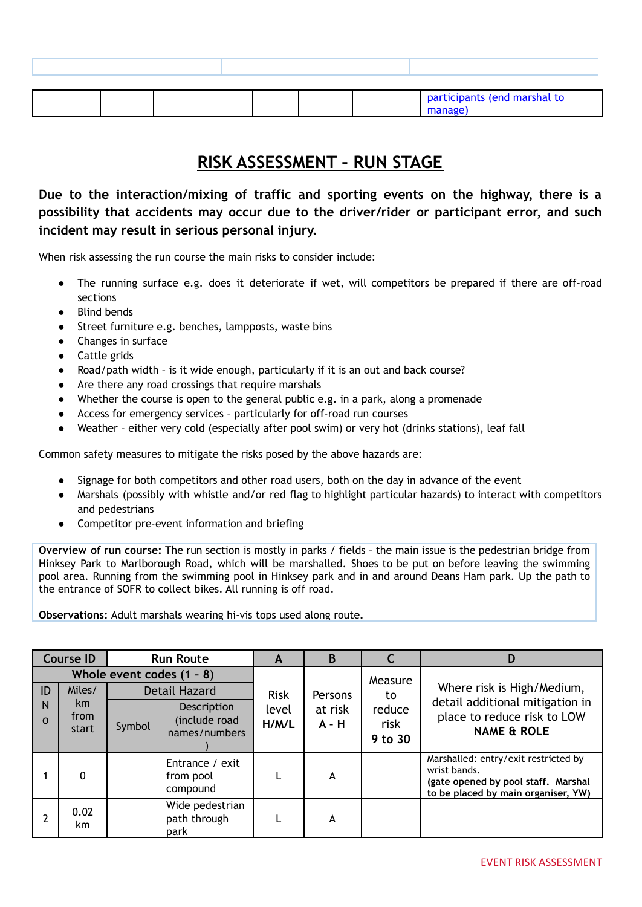| | | | | | | | |
|---|---|---|---|---|---|---|---|
| | | | | | | | participants (end marshal to manage) |

# RISK ASSESSMENT – RUN STAGE

**Due to the interaction/mixing of traffic and sporting events on the highway, there is a possibility that accidents may occur due to the driver/rider or participant error, and such incident may result in serious personal injury.**

When risk assessing the run course the main risks to consider include:

- The running surface e.g. does it deteriorate if wet, will competitors be prepared if there are off-road sections
- Blind bends
- Street furniture e.g. benches, lampposts, waste bins
- Changes in surface
- Cattle grids
- Road/path width – is it wide enough, particularly if it is an out and back course?
- Are there any road crossings that require marshals
- Whether the course is open to the general public e.g. in a park, along a promenade
- Access for emergency services – particularly for off-road run courses
- Weather – either very cold (especially after pool swim) or very hot (drinks stations), leaf fall

Common safety measures to mitigate the risks posed by the above hazards are:

- Signage for both competitors and other road users, both on the day in advance of the event
- Marshals (possibly with whistle and/or red flag to highlight particular hazards) to interact with competitors and pedestrians
- Competitor pre-event information and briefing

**Overview of run course:** The run section is mostly in parks / fields – the main issue is the pedestrian bridge from Hinksey Park to Marlborough Road, which will be marshalled. Shoes to be put on before leaving the swimming pool area. Running from the swimming pool in Hinksey park and in and around Deans Ham park. Up the path to the entrance of SOFR to collect bikes. All running is off road.

**Observations:** Adult marshals wearing hi-vis tops used along route.

| Course ID | | Run Route | | A | B | C | D |
|---|---|---|---|---|---|---|---|
| Whole event codes (1 - 8) | | | | Risk level H/M/L | Persons at risk A - H | Measure to reduce risk 9 to 30 | Where risk is High/Medium, detail additional mitigation in place to reduce risk to LOW **NAME & ROLE** |
| ID NO | Miles/ km from start | Detail Hazard | | | | | |
| | | Symbol | Description (include road names/numbers) | | | | |
| 1 | 0 | | Entrance / exit from pool compound | L | A | | Marshalled: entry/exit restricted by wrist bands. **(gate opened by pool staff. Marshal to be placed by main organiser, YW)** |
| 2 | 0.02 km | | Wide pedestrian path through park | L | A | | |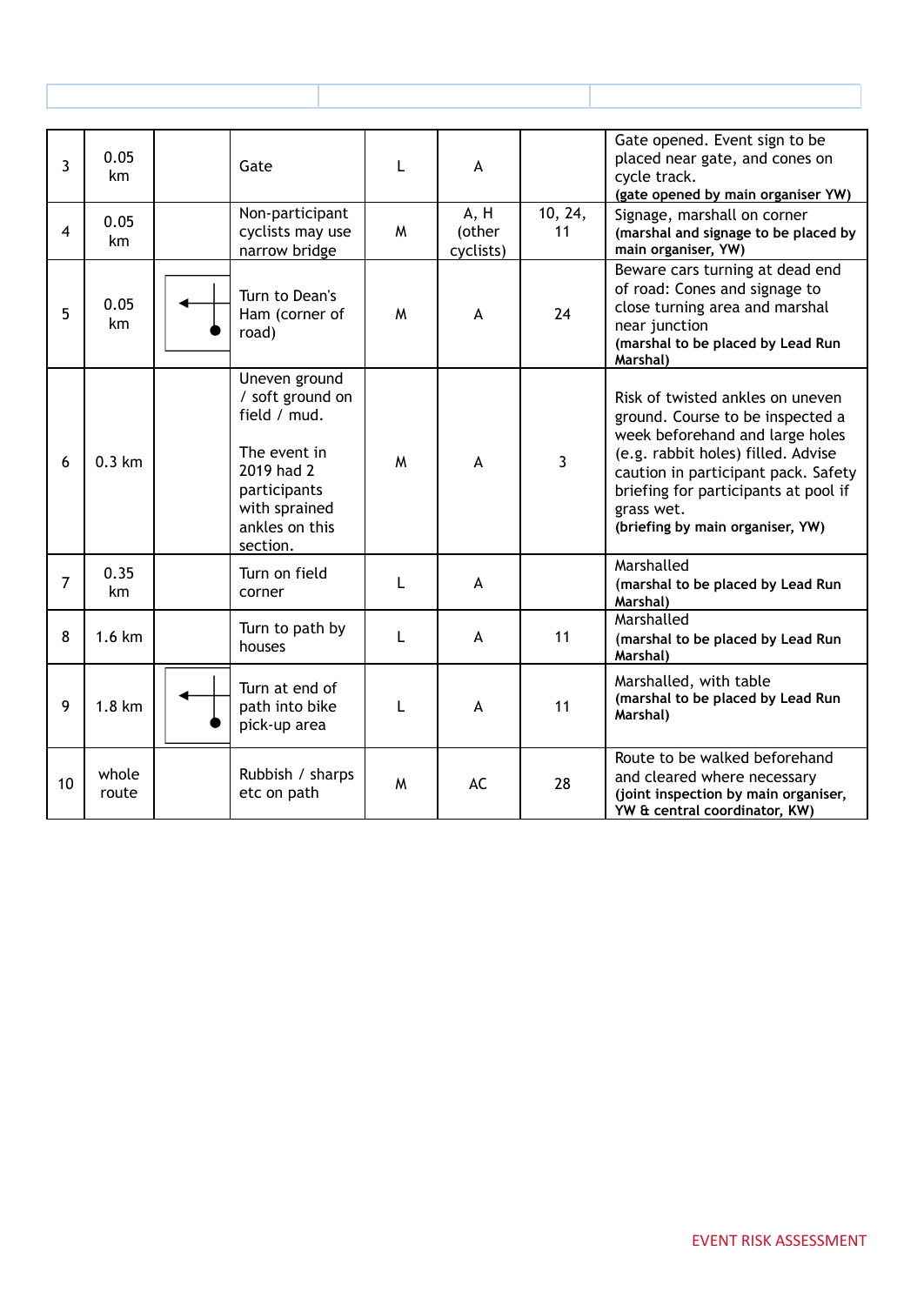| | | | | | | | |
|---|---|---|---|---|---|---|---|
| 3 | 0.05 km | | Gate | L | A | | Gate opened. Event sign to be placed near gate, and cones on cycle track. **(gate opened by main organiser YW)** |
| 4 | 0.05 km | | Non-participant cyclists may use narrow bridge | M | A, H (other cyclists) | 10, 24, 11 | Signage, marshall on corner **(marshal and signage to be placed by main organiser, YW)** |
| 5 | 0.05 km | | Turn to Dean's Ham (corner of road) | M | A | 24 | Beware cars turning at dead end of road: Cones and signage to close turning area and marshal near junction **(marshal to be placed by Lead Run Marshal)** |
| 6 | 0.3 km | | Uneven ground / soft ground on field / mud. The event in 2019 had 2 participants with sprained ankles on this section. | M | A | 3 | Risk of twisted ankles on uneven ground. Course to be inspected a week beforehand and large holes (e.g. rabbit holes) filled. Advise caution in participant pack. Safety briefing for participants at pool if grass wet. **(briefing by main organiser, YW)** |
| 7 | 0.35 km | | Turn on field corner | L | A | | Marshalled **(marshal to be placed by Lead Run Marshal)** |
| 8 | 1.6 km | | Turn to path by houses | L | A | 11 | Marshalled **(marshal to be placed by Lead Run Marshal)** |
| 9 | 1.8 km | | Turn at end of path into bike pick-up area | L | A | 11 | Marshalled, with table **(marshal to be placed by Lead Run Marshal)** |
| 10 | whole route | | Rubbish / sharps etc on path | M | AC | 28 | Route to be walked beforehand and cleared where necessary **(joint inspection by main organiser, YW & central coordinator, KW)** |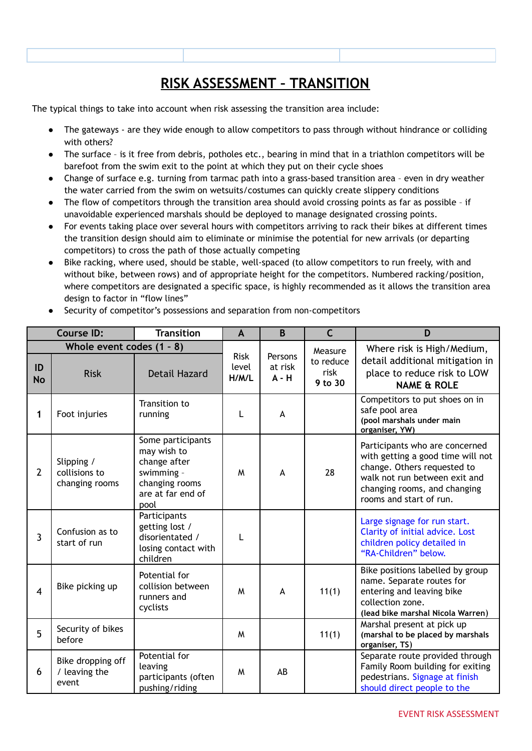# RISK ASSESSMENT – TRANSITION

The typical things to take into account when risk assessing the transition area include:

- The gateways - are they wide enough to allow competitors to pass through without hindrance or colliding with others?
- The surface – is it free from debris, potholes etc., bearing in mind that in a triathlon competitors will be barefoot from the swim exit to the point at which they put on their cycle shoes
- Change of surface e.g. turning from tarmac path into a grass-based transition area – even in dry weather the water carried from the swim on wetsuits/costumes can quickly create slippery conditions
- The flow of competitors through the transition area should avoid crossing points as far as possible – if unavoidable experienced marshals should be deployed to manage designated crossing points.
- For events taking place over several hours with competitors arriving to rack their bikes at different times the transition design should aim to eliminate or minimise the potential for new arrivals (or departing competitors) to cross the path of those actually competing
- Bike racking, where used, should be stable, well-spaced (to allow competitors to run freely, with and without bike, between rows) and of appropriate height for the competitors. Numbered racking/position, where competitors are designated a specific space, is highly recommended as it allows the transition area design to factor in "flow lines"
- Security of competitor's possessions and separation from non-competitors

| Course ID: | | Transition | A | B | C | D |
|---|---|---|---|---|---|---|
| Whole event codes (1 – 8) | | | Risk level H/M/L | Persons at risk A - H | Measure to reduce risk 9 to 30 | Where risk is High/Medium, detail additional mitigation in place to reduce risk to LOW **NAME & ROLE** |
| **ID No** | Risk | Detail Hazard | | | | |
| **1** | Foot injuries | Transition to running | L | A | | Competitors to put shoes on in safe pool area **(pool marshals under main organiser, YW)** |
| 2 | Slipping / collisions to changing rooms | Some participants may wish to change after swimming – changing rooms are at far end of pool | M | A | 28 | Participants who are concerned with getting a good time will not change. Others requested to walk not run between exit and changing rooms, and changing rooms and start of run. |
| 3 | Confusion as to start of run | Participants getting lost / disorientated / losing contact with children | L | | | Large signage for run start. Clarity of initial advice. Lost children policy detailed in "RA-Children" below. |
| 4 | Bike picking up | Potential for collision between runners and cyclists | M | A | 11(1) | Bike positions labelled by group name. Separate routes for entering and leaving bike collection zone. **(lead bike marshal Nicola Warren)** |
| 5 | Security of bikes before | | M | | 11(1) | Marshal present at pick up **(marshal to be placed by marshals organiser, TS)** |
| 6 | Bike dropping off / leaving the event | Potential for leaving participants (often pushing/riding | M | AB | | Separate route provided through Family Room building for exiting pedestrians. Signage at finish should direct people to the |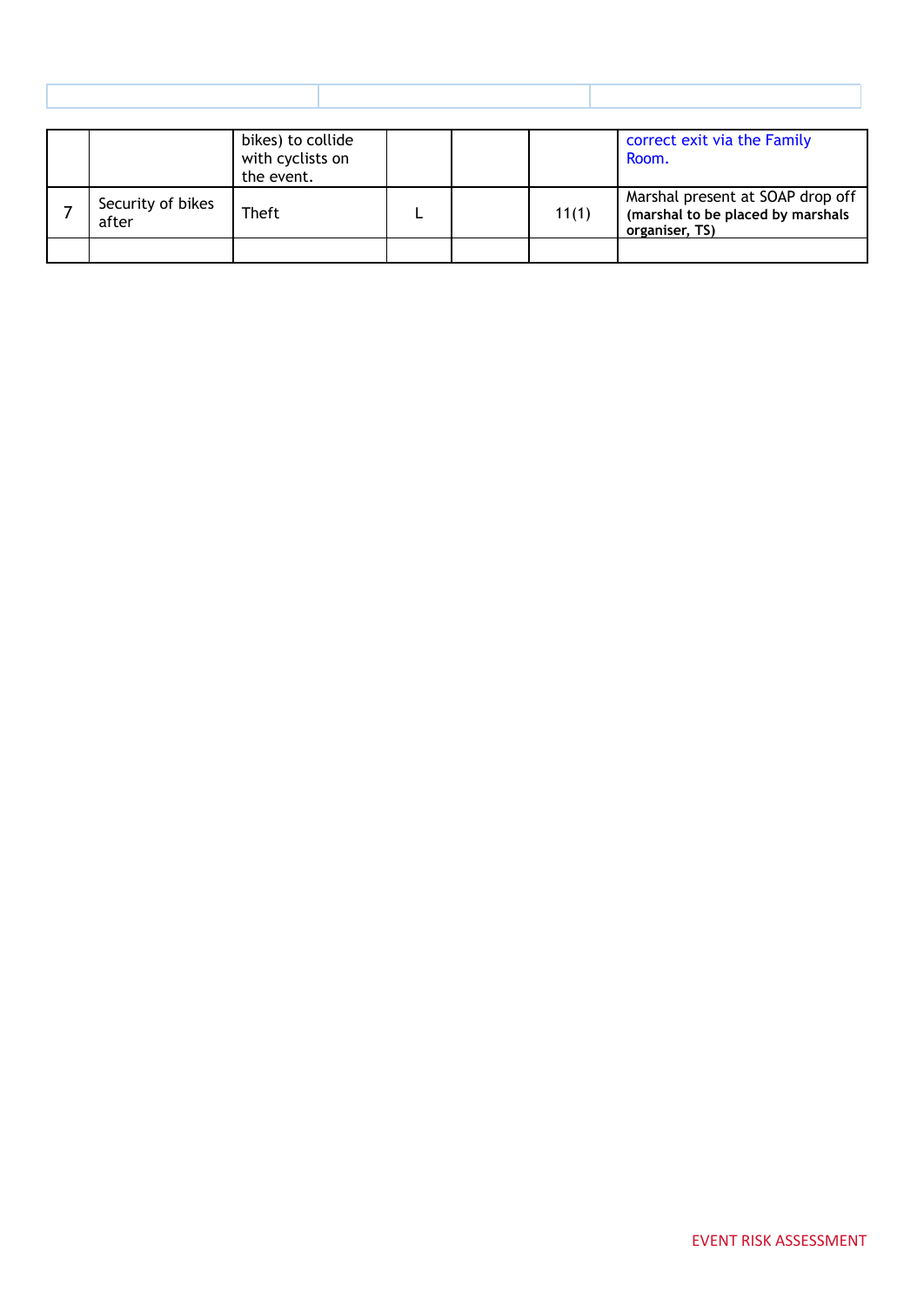| | | | | | | |
|---|---|---|---|---|---|---|
| | | bikes) to collide with cyclists on the event. | | | | correct exit via the Family Room. |
| 7 | Security of bikes after | Theft | L | | 11(1) | Marshal present at SOAP drop off **(marshal to be placed by marshals organiser, TS)** |
| | | | | | | |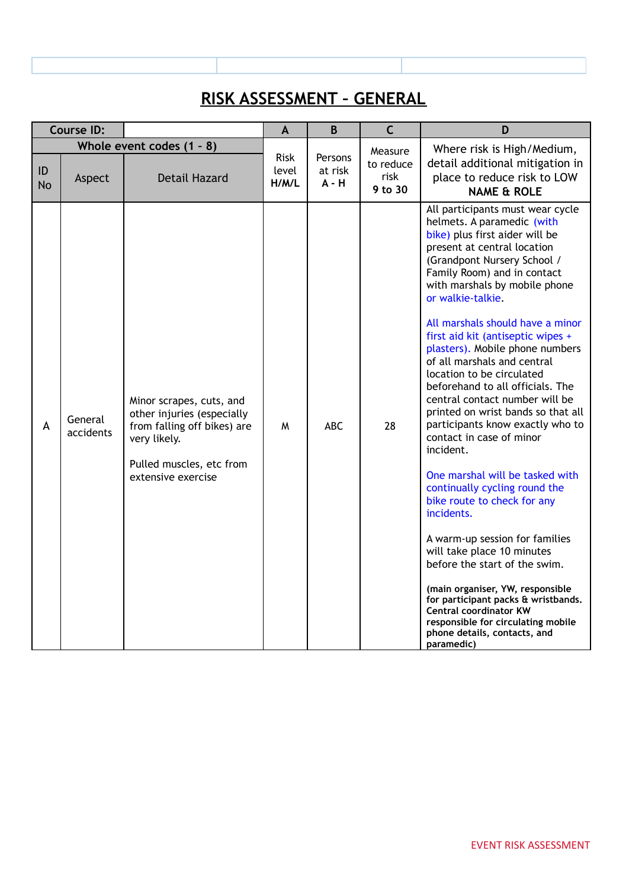## RISK ASSESSMENT - GENERAL

| Course ID: | | | A | B | C | D |
|---|---|---|---|---|---|---|
| Whole event codes (1 - 8) | | | Risk level H/M/L | Persons at risk A - H | Measure to reduce risk 9 to 30 | Where risk is High/Medium, detail additional mitigation in place to reduce risk to LOW **NAME & ROLE** |
| ID No | Aspect | Detail Hazard | | | | |
| A | General accidents | Minor scrapes, cuts, and other injuries (especially from falling off bikes) are very likely.<br><br>Pulled muscles, etc from extensive exercise | M | ABC | 28 | All participants must wear cycle helmets. A paramedic (with bike) plus first aider will be present at central location (Grandpont Nursery School / Family Room) and in contact with marshals by mobile phone or walkie-talkie.<br><br>All marshals should have a minor first aid kit (antiseptic wipes + plasters). Mobile phone numbers of all marshals and central location to be circulated beforehand to all officials. The central contact number will be printed on wrist bands so that all participants know exactly who to contact in case of minor incident.<br><br>One marshal will be tasked with continually cycling round the bike route to check for any incidents.<br><br>A warm-up session for families will take place 10 minutes before the start of the swim.<br><br>**(main organiser, YW, responsible for participant packs & wristbands. Central coordinator KW responsible for circulating mobile phone details, contacts, and paramedic)** |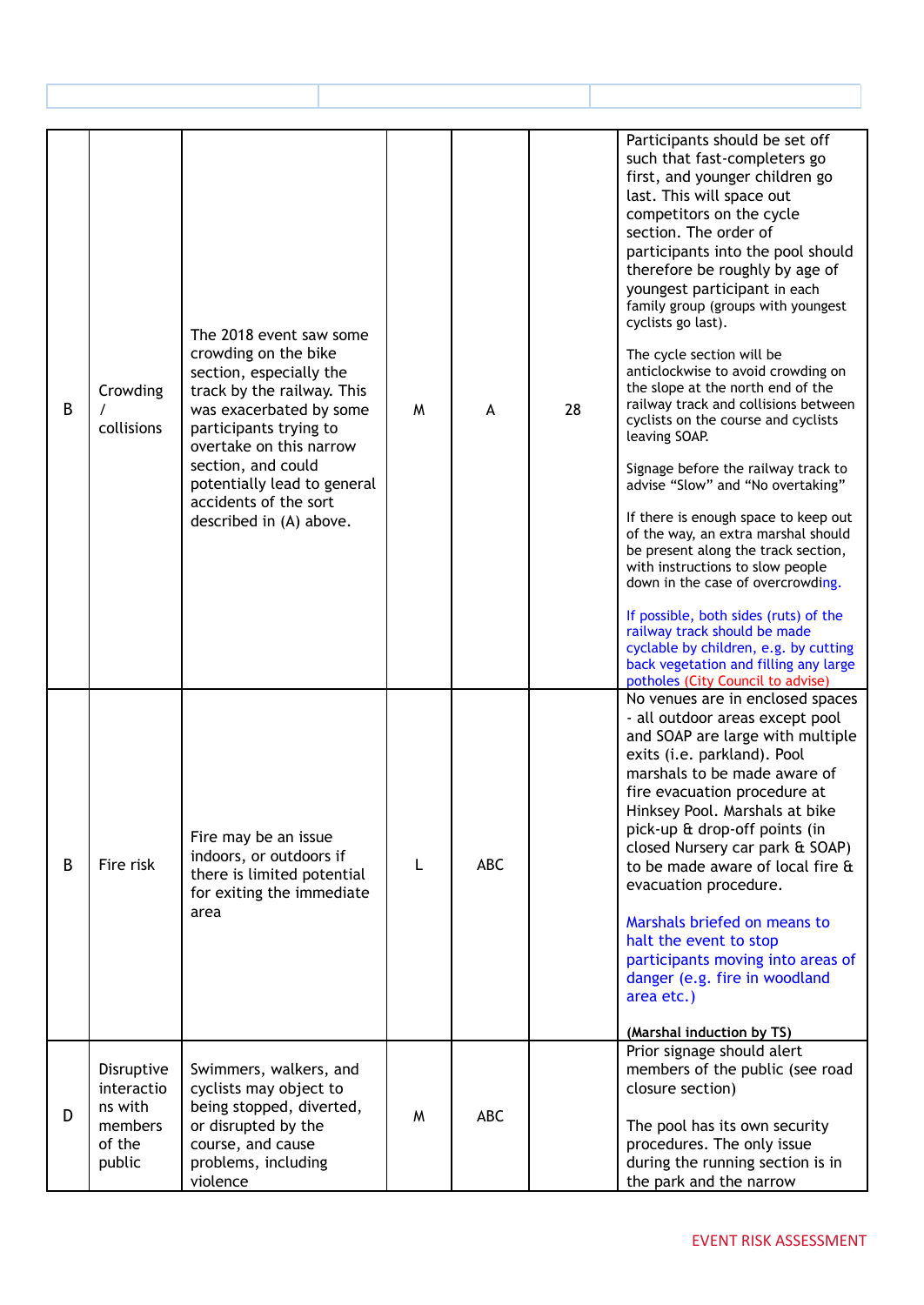| | | | | | | |
|---|---|---|---|---|---|---|
| B | Crowding / collisions | The 2018 event saw some crowding on the bike section, especially the track by the railway. This was exacerbated by some participants trying to overtake on this narrow section, and could potentially lead to general accidents of the sort described in (A) above. | M | A | 28 | Participants should be set off such that fast-completers go first, and younger children go last. This will space out competitors on the cycle section. The order of participants into the pool should therefore be roughly by age of youngest participant in each family group (groups with youngest cyclists go last).<br><br>The cycle section will be anticlockwise to avoid crowding on the slope at the north end of the railway track and collisions between cyclists on the course and cyclists leaving SOAP.<br><br>Signage before the railway track to advise "Slow" and "No overtaking"<br><br>If there is enough space to keep out of the way, an extra marshal should be present along the track section, with instructions to slow people down in the case of overcrowding.<br><br>If possible, both sides (ruts) of the railway track should be made cyclable by children, e.g. by cutting back vegetation and filling any large potholes (City Council to advise) |
| B | Fire risk | Fire may be an issue indoors, or outdoors if there is limited potential for exiting the immediate area | L | ABC | | No venues are in enclosed spaces - all outdoor areas except pool and SOAP are large with multiple exits (i.e. parkland). Pool marshals to be made aware of fire evacuation procedure at Hinksey Pool. Marshals at bike pick-up & drop-off points (in closed Nursery car park & SOAP) to be made aware of local fire & evacuation procedure.<br><br>Marshals briefed on means to halt the event to stop participants moving into areas of danger (e.g. fire in woodland area etc.)<br><br>**(Marshal induction by TS)** |
| D | Disruptive interactions with members of the public | Swimmers, walkers, and cyclists may object to being stopped, diverted, or disrupted by the course, and cause problems, including violence | M | ABC | | Prior signage should alert members of the public (see road closure section)<br><br>The pool has its own security procedures. The only issue during the running section is in the park and the narrow |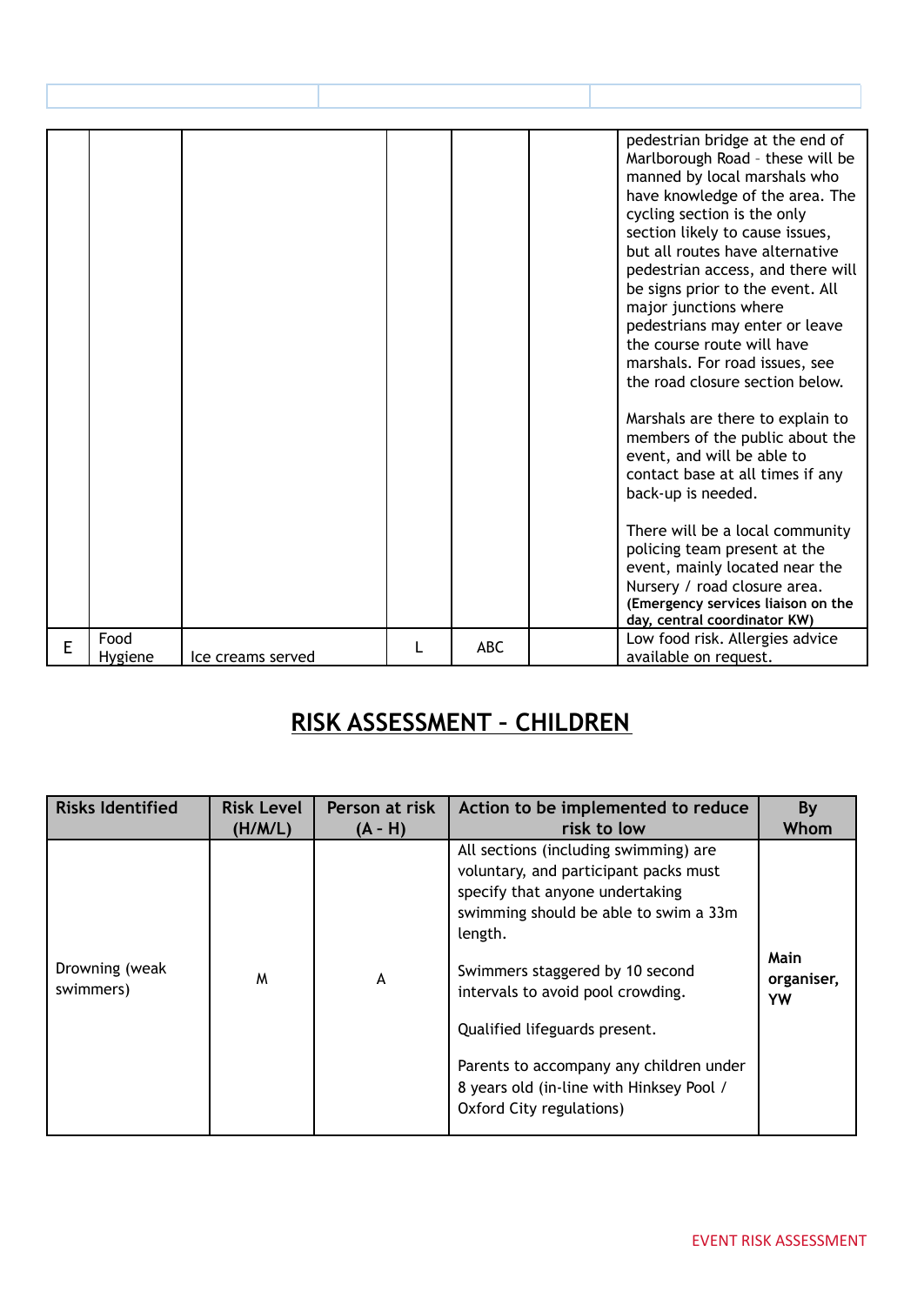| | | | | | | |
|---|---|---|---|---|---|---|
| | | | | | | pedestrian bridge at the end of Marlborough Road – these will be manned by local marshals who have knowledge of the area. The cycling section is the only section likely to cause issues, but all routes have alternative pedestrian access, and there will be signs prior to the event. All major junctions where pedestrians may enter or leave the course route will have marshals. For road issues, see the road closure section below.<br><br>Marshals are there to explain to members of the public about the event, and will be able to contact base at all times if any back-up is needed.<br><br>There will be a local community policing team present at the event, mainly located near the Nursery / road closure area. **(Emergency services liaison on the day, central coordinator KW)** |
| E | Food Hygiene | Ice creams served | L | ABC | | Low food risk. Allergies advice available on request. |

## RISK ASSESSMENT – CHILDREN

| Risks Identified | Risk Level (H/M/L) | Person at risk (A - H) | Action to be implemented to reduce risk to low | By Whom |
|---|---|---|---|---|
| Drowning (weak swimmers) | M | A | All sections (including swimming) are voluntary, and participant packs must specify that anyone undertaking swimming should be able to swim a 33m length.<br><br>Swimmers staggered by 10 second intervals to avoid pool crowding.<br><br>Qualified lifeguards present.<br><br>Parents to accompany any children under 8 years old (in-line with Hinksey Pool / Oxford City regulations) | **Main organiser, YW** |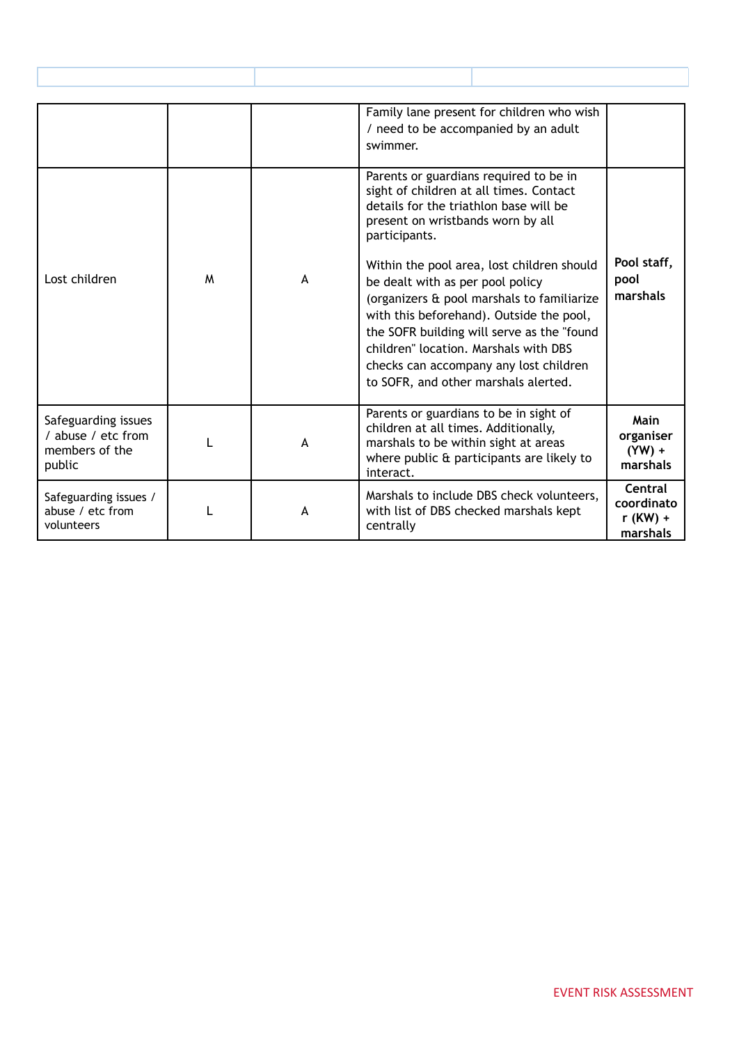| | | | | |
|---|---|---|---|---|
| | | | Family lane present for children who wish / need to be accompanied by an adult swimmer. | |
| Lost children | M | A | Parents or guardians required to be in sight of children at all times. Contact details for the triathlon base will be present on wristbands worn by all participants.<br><br>Within the pool area, lost children should be dealt with as per pool policy (organizers & pool marshals to familiarize with this beforehand). Outside the pool, the SOFR building will serve as the "found children" location. Marshals with DBS checks can accompany any lost children to SOFR, and other marshals alerted. | **Pool staff, pool marshals** |
| Safeguarding issues / abuse / etc from members of the public | L | A | Parents or guardians to be in sight of children at all times. Additionally, marshals to be within sight at areas where public & participants are likely to interact. | **Main organiser (YW) + marshals** |
| Safeguarding issues / abuse / etc from volunteers | L | A | Marshals to include DBS check volunteers, with list of DBS checked marshals kept centrally | **Central coordinator (KW) + marshals** |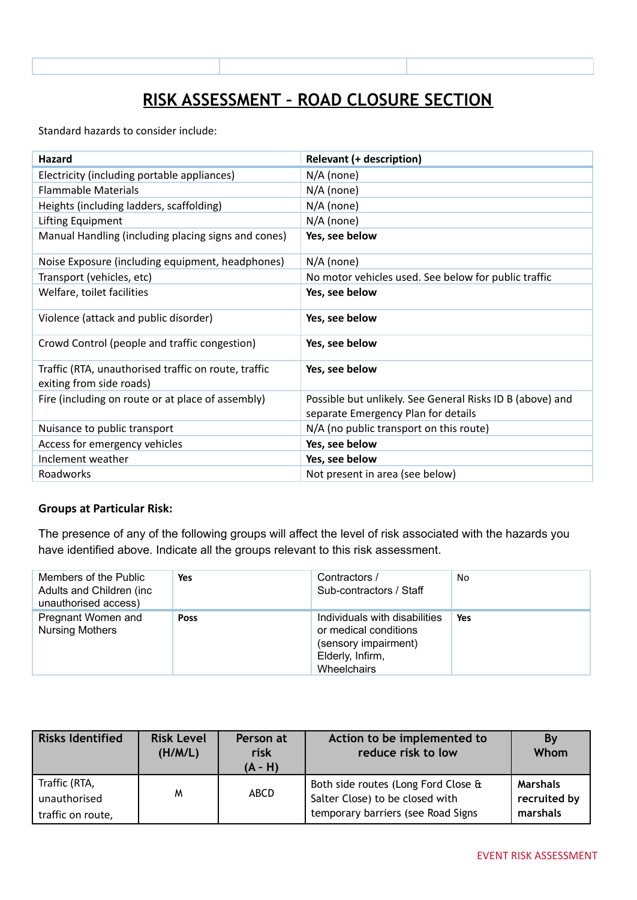# RISK ASSESSMENT – ROAD CLOSURE SECTION

Standard hazards to consider include:

| Hazard | Relevant (+ description) |
|---|---|
| Electricity (including portable appliances) | N/A (none) |
| Flammable Materials | N/A (none) |
| Heights (including ladders, scaffolding) | N/A (none) |
| Lifting Equipment | N/A (none) |
| Manual Handling (including placing signs and cones) | **Yes, see below** |
| Noise Exposure (including equipment, headphones) | N/A (none) |
| Transport (vehicles, etc) | No motor vehicles used. See below for public traffic |
| Welfare, toilet facilities | **Yes, see below** |
| Violence (attack and public disorder) | **Yes, see below** |
| Crowd Control (people and traffic congestion) | **Yes, see below** |
| Traffic (RTA, unauthorised traffic on route, traffic exiting from side roads) | **Yes, see below** |
| Fire (including on route or at place of assembly) | Possible but unlikely. See General Risks ID B (above) and separate Emergency Plan for details |
| Nuisance to public transport | N/A (no public transport on this route) |
| Access for emergency vehicles | **Yes, see below** |
| Inclement weather | **Yes, see below** |
| Roadworks | Not present in area (see below) |

**Groups at Particular Risk:**

The presence of any of the following groups will affect the level of risk associated with the hazards you have identified above. Indicate all the groups relevant to this risk assessment.

| | | | |
|---|---|---|---|
| Members of the Public Adults and Children (inc unauthorised access) | **Yes** | Contractors / Sub-contractors / Staff | No |
| Pregnant Women and Nursing Mothers | **Poss** | Individuals with disabilities or medical conditions (sensory impairment) Elderly, Infirm, Wheelchairs | **Yes** |

| Risks Identified | Risk Level (H/M/L) | Person at risk (A - H) | Action to be implemented to reduce risk to low | By Whom |
|---|---|---|---|---|
| Traffic (RTA, unauthorised traffic on route, | M | ABCD | Both side routes (Long Ford Close & Salter Close) to be closed with temporary barriers (see Road Signs | **Marshals recruited by marshals** |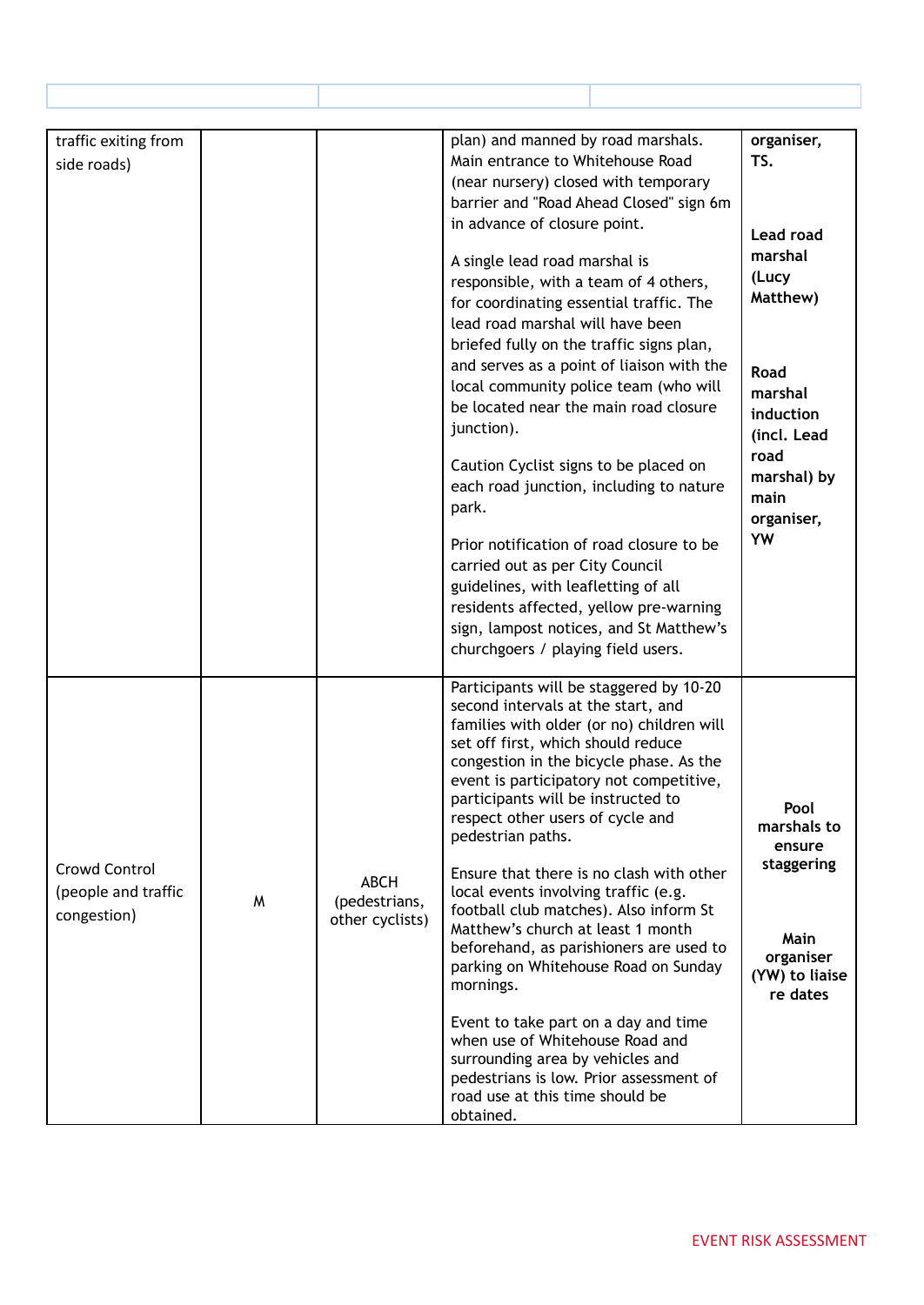| | | | | |
|---|---|---|---|---|
| traffic exiting from side roads) | | | plan) and manned by road marshals. Main entrance to Whitehouse Road (near nursery) closed with temporary barrier and "Road Ahead Closed" sign 6m in advance of closure point.<br><br>A single lead road marshal is responsible, with a team of 4 others, for coordinating essential traffic. The lead road marshal will have been briefed fully on the traffic signs plan, and serves as a point of liaison with the local community police team (who will be located near the main road closure junction).<br><br>Caution Cyclist signs to be placed on each road junction, including to nature park.<br><br>Prior notification of road closure to be carried out as per City Council guidelines, with leafletting of all residents affected, yellow pre-warning sign, lampost notices, and St Matthew's churchgoers / playing field users. | **organiser, TS.**<br><br>**Lead road marshal (Lucy Matthew)**<br><br>**Road marshal induction (incl. Lead road marshal) by main organiser, YW** |
| Crowd Control (people and traffic congestion) | M | ABCH (pedestrians, other cyclists) | Participants will be staggered by 10-20 second intervals at the start, and families with older (or no) children will set off first, which should reduce congestion in the bicycle phase. As the event is participatory not competitive, participants will be instructed to respect other users of cycle and pedestrian paths.<br><br>Ensure that there is no clash with other local events involving traffic (e.g. football club matches). Also inform St Matthew's church at least 1 month beforehand, as parishioners are used to parking on Whitehouse Road on Sunday mornings.<br><br>Event to take part on a day and time when use of Whitehouse Road and surrounding area by vehicles and pedestrians is low. Prior assessment of road use at this time should be obtained. | **Pool marshals to ensure staggering**<br><br>**Main organiser (YW) to liaise re dates** |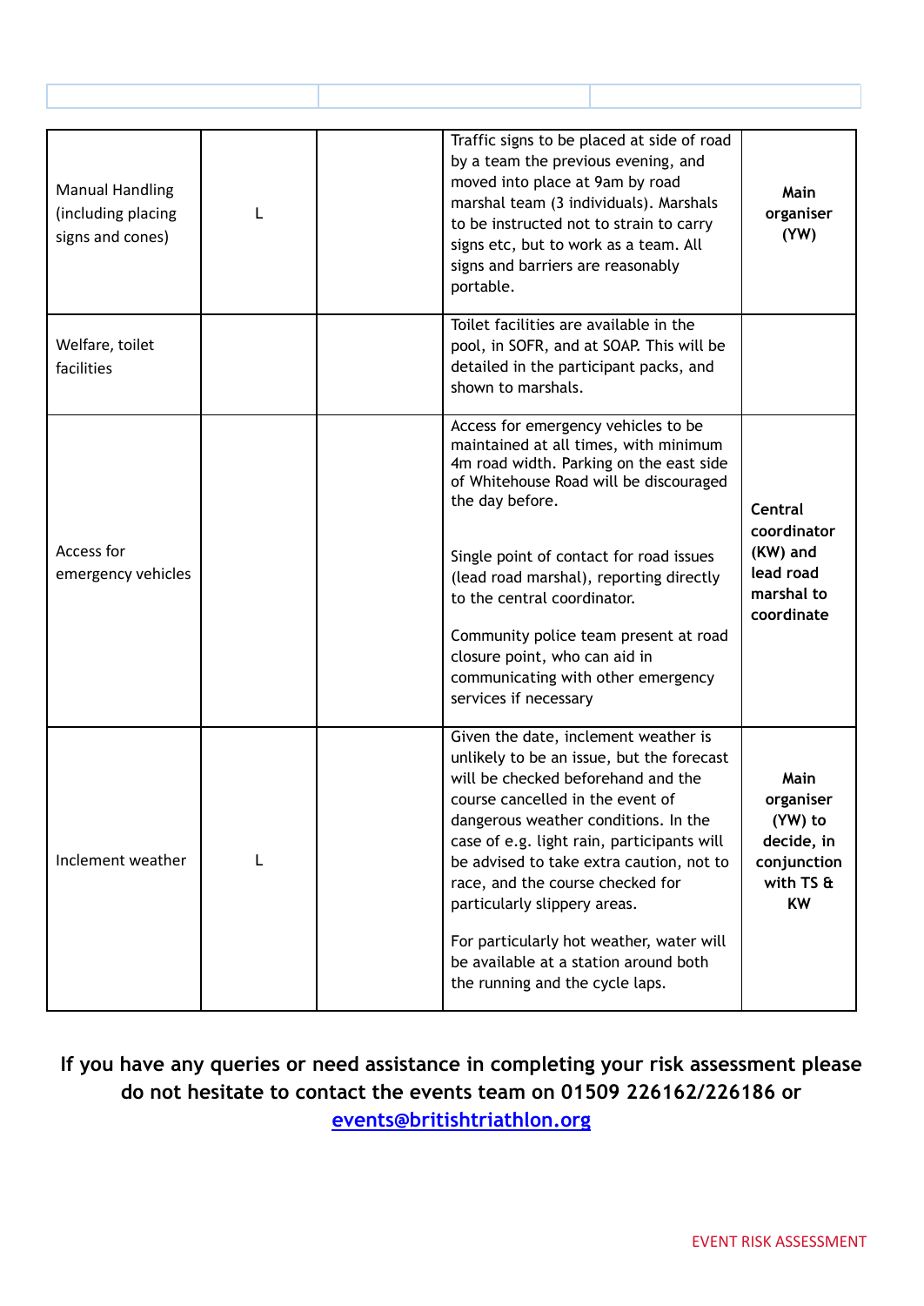| | | | | |
|---|---|---|---|---|
| Manual Handling (including placing signs and cones) | L | | Traffic signs to be placed at side of road by a team the previous evening, and moved into place at 9am by road marshal team (3 individuals). Marshals to be instructed not to strain to carry signs etc, but to work as a team. All signs and barriers are reasonably portable. | **Main organiser (YW)** |
| Welfare, toilet facilities | | | Toilet facilities are available in the pool, in SOFR, and at SOAP. This will be detailed in the participant packs, and shown to marshals. | |
| Access for emergency vehicles | | | Access for emergency vehicles to be maintained at all times, with minimum 4m road width. Parking on the east side of Whitehouse Road will be discouraged the day before.<br><br>Single point of contact for road issues (lead road marshal), reporting directly to the central coordinator.<br><br>Community police team present at road closure point, who can aid in communicating with other emergency services if necessary | **Central coordinator (KW) and lead road marshal to coordinate** |
| Inclement weather | L | | Given the date, inclement weather is unlikely to be an issue, but the forecast will be checked beforehand and the course cancelled in the event of dangerous weather conditions. In the case of e.g. light rain, participants will be advised to take extra caution, not to race, and the course checked for particularly slippery areas.<br><br>For particularly hot weather, water will be available at a station around both the running and the cycle laps. | **Main organiser (YW) to decide, in conjunction with TS & KW** |

**If you have any queries or need assistance in completing your risk assessment please do not hesitate to contact the events team on 01509 226162/226186 or [events@britishtriathlon.org](mailto:events@britishtriathlon.org)**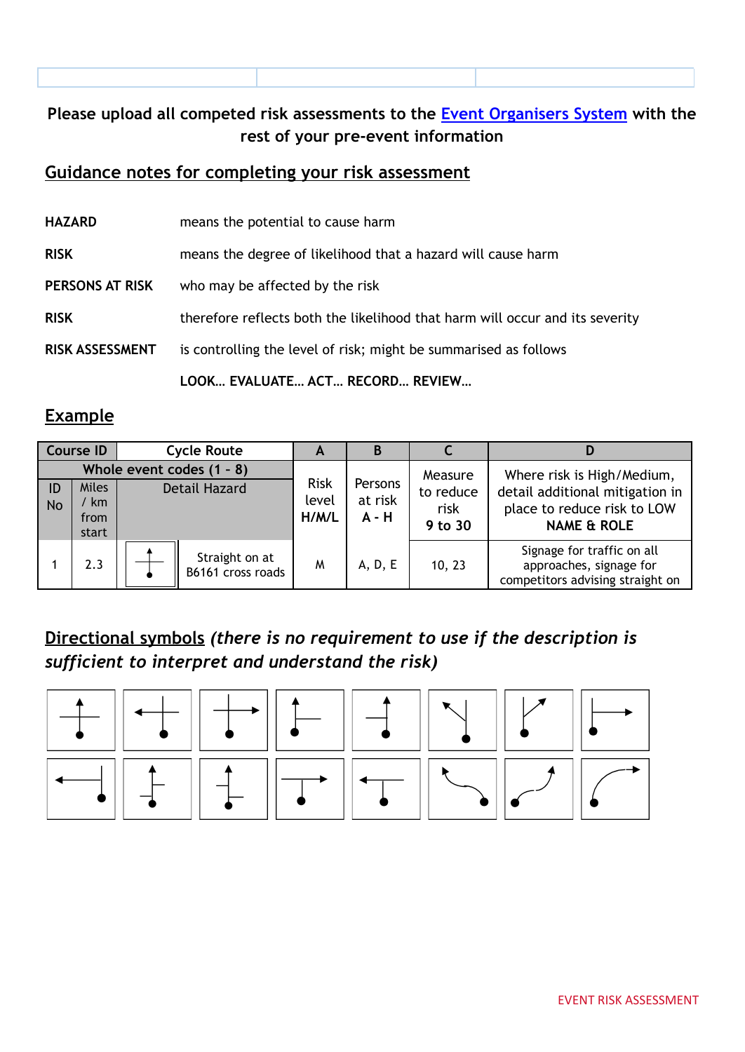Please upload all competed risk assessments to the Event Organisers System with the rest of your pre-event information

## Guidance notes for completing your risk assessment

| | |
|---|---|
| **HAZARD** | means the potential to cause harm |
| **RISK** | means the degree of likelihood that a hazard will cause harm |
| **PERSONS AT RISK** | who may be affected by the risk |
| **RISK** | therefore reflects both the likelihood that harm will occur and its severity |
| **RISK ASSESSMENT** | is controlling the level of risk; might be summarised as follows |
| | **LOOK… EVALUATE… ACT… RECORD… REVIEW…** |

## Example

| Course ID | | Cycle Route | | A | B | C | D |
|---|---|---|---|---|---|---|---|
| Whole event codes (1 - 8) | | | | Risk level H/M/L | Persons at risk A - H | Measure to reduce risk 9 to 30 | Where risk is High/Medium, detail additional mitigation in place to reduce risk to LOW **NAME & ROLE** |
| ID No | Miles / km from start | Detail Hazard | | | | | |
| 1 | 2.3 | | Straight on at B6161 cross roads | M | A, D, E | 10, 23 | Signage for traffic on all approaches, signage for competitors advising straight on |

## Directional symbols *(there is no requirement to use if the description is sufficient to interpret and understand the risk)*

EVENT RISK ASSESSMENT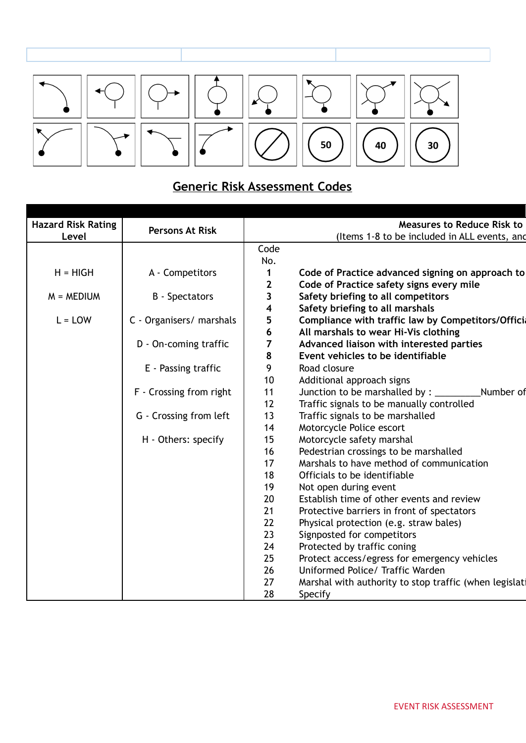50

40

30

## Generic Risk Assessment Codes

| Hazard Risk Rating Level | Persons At Risk | Code No. | Measures to Reduce Risk to (Items 1-8 to be included in ALL events, and |
|---|---|---|---|
| H = HIGH | A - Competitors | 1 | **Code of Practice advanced signing on approach to** |
| | | 2 | **Code of Practice safety signs every mile** |
| M = MEDIUM | B - Spectators | 3 | **Safety briefing to all competitors** |
| | | 4 | **Safety briefing to all marshals** |
| L = LOW | C - Organisers/ marshals | 5 | **Compliance with traffic law by Competitors/Offici** |
| | | 6 | **All marshals to wear Hi-Vis clothing** |
| | D - On-coming traffic | 7 | **Advanced liaison with interested parties** |
| | | 8 | **Event vehicles to be identifiable** |
| | E - Passing traffic | 9 | Road closure |
| | | 10 | Additional approach signs |
| | F - Crossing from right | 11 | Junction to be marshalled by : _________Number of |
| | | 12 | Traffic signals to be manually controlled |
| | G - Crossing from left | 13 | Traffic signals to be marshalled |
| | | 14 | Motorcycle Police escort |
| | H - Others: specify | 15 | Motorcycle safety marshal |
| | | 16 | Pedestrian crossings to be marshalled |
| | | 17 | Marshals to have method of communication |
| | | 18 | Officials to be identifiable |
| | | 19 | Not open during event |
| | | 20 | Establish time of other events and review |
| | | 21 | Protective barriers in front of spectators |
| | | 22 | Physical protection (e.g. straw bales) |
| | | 23 | Signposted for competitors |
| | | 24 | Protected by traffic coning |
| | | 25 | Protect access/egress for emergency vehicles |
| | | 26 | Uniformed Police/ Traffic Warden |
| | | 27 | Marshal with authority to stop traffic (when legislat |
| | | 28 | Specify |